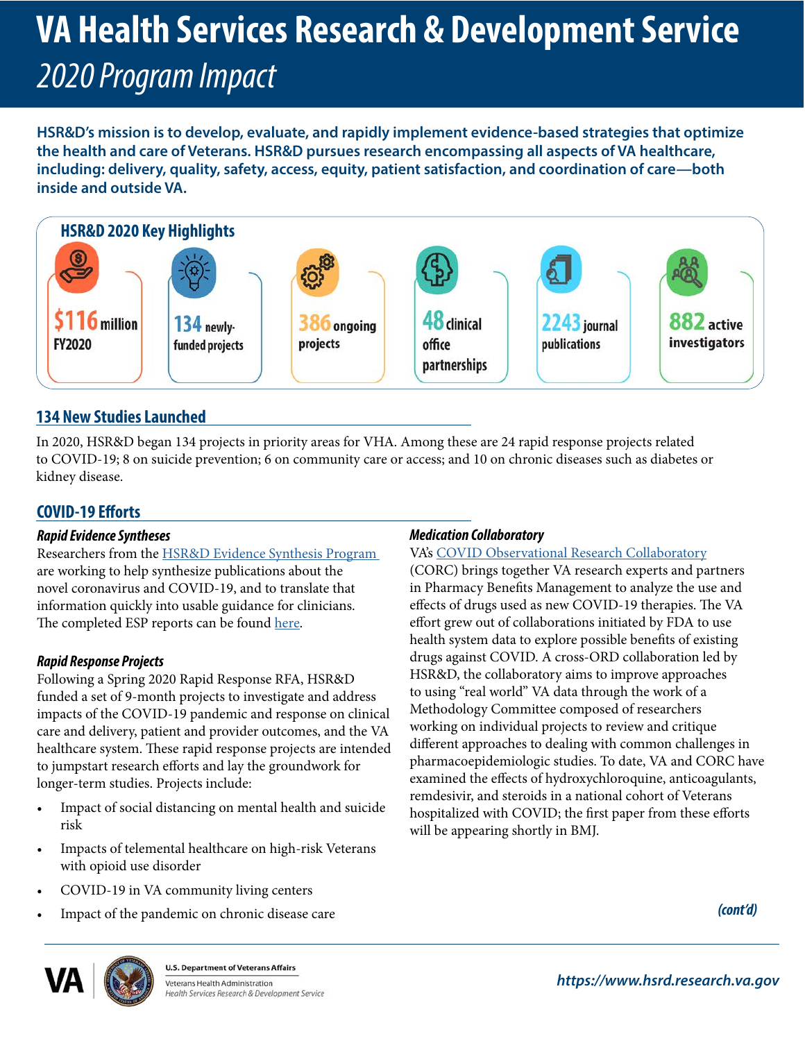# VA Health Services Research & Development Service

## *2020 Program Impact*

**HSR&D's mission is to develop, evaluate, and rapidly implement evidence-based strategies that optimize the health and care of Veterans. HSR&D pursues research encompassing all aspects of VA healthcare, including: delivery, quality, safety, access, equity, patient satisfaction, and coordination of care—both inside and outside VA.**

### HSR&D 2020 Key Highlights

- **$116 million** FY2020
- **134** newly-funded projects
- **386** ongoing projects
- **48** clinical office partnerships
- **2243** journal publications
- **882** active investigators

## 134 New Studies Launched

In 2020, HSR&D began 134 projects in priority areas for VHA. Among these are 24 rapid response projects related to COVID-19; 8 on suicide prevention; 6 on community care or access; and 10 on chronic diseases such as diabetes or kidney disease.

## COVID-19 Efforts

### *Rapid Evidence Syntheses*

Researchers from the HSR&D Evidence Synthesis Program are working to help synthesize publications about the novel coronavirus and COVID-19, and to translate that information quickly into usable guidance for clinicians. The completed ESP reports can be found here.

### *Rapid Response Projects*

Following a Spring 2020 Rapid Response RFA, HSR&D funded a set of 9-month projects to investigate and address impacts of the COVID-19 pandemic and response on clinical care and delivery, patient and provider outcomes, and the VA healthcare system. These rapid response projects are intended to jumpstart research efforts and lay the groundwork for longer-term studies. Projects include:

- Impact of social distancing on mental health and suicide risk
- Impacts of telemental healthcare on high-risk Veterans with opioid use disorder
- COVID-19 in VA community living centers
- Impact of the pandemic on chronic disease care

### *Medication Collaboratory*

VA's COVID Observational Research Collaboratory (CORC) brings together VA research experts and partners in Pharmacy Benefits Management to analyze the use and effects of drugs used as new COVID-19 therapies. The VA effort grew out of collaborations initiated by FDA to use health system data to explore possible benefits of existing drugs against COVID. A cross-ORD collaboration led by HSR&D, the collaboratory aims to improve approaches to using "real world" VA data through the work of a Methodology Committee composed of researchers working on individual projects to review and critique different approaches to dealing with common challenges in pharmacoepidemiologic studies. To date, VA and CORC have examined the effects of hydroxychloroquine, anticoagulants, remdesivir, and steroids in a national cohort of Veterans hospitalized with COVID; the first paper from these efforts will be appearing shortly in BMJ.

*(cont'd)*

U.S. Department of Veterans Affairs
Veterans Health Administration
*Health Services Research & Development Service*

***https://www.hsrd.research.va.gov***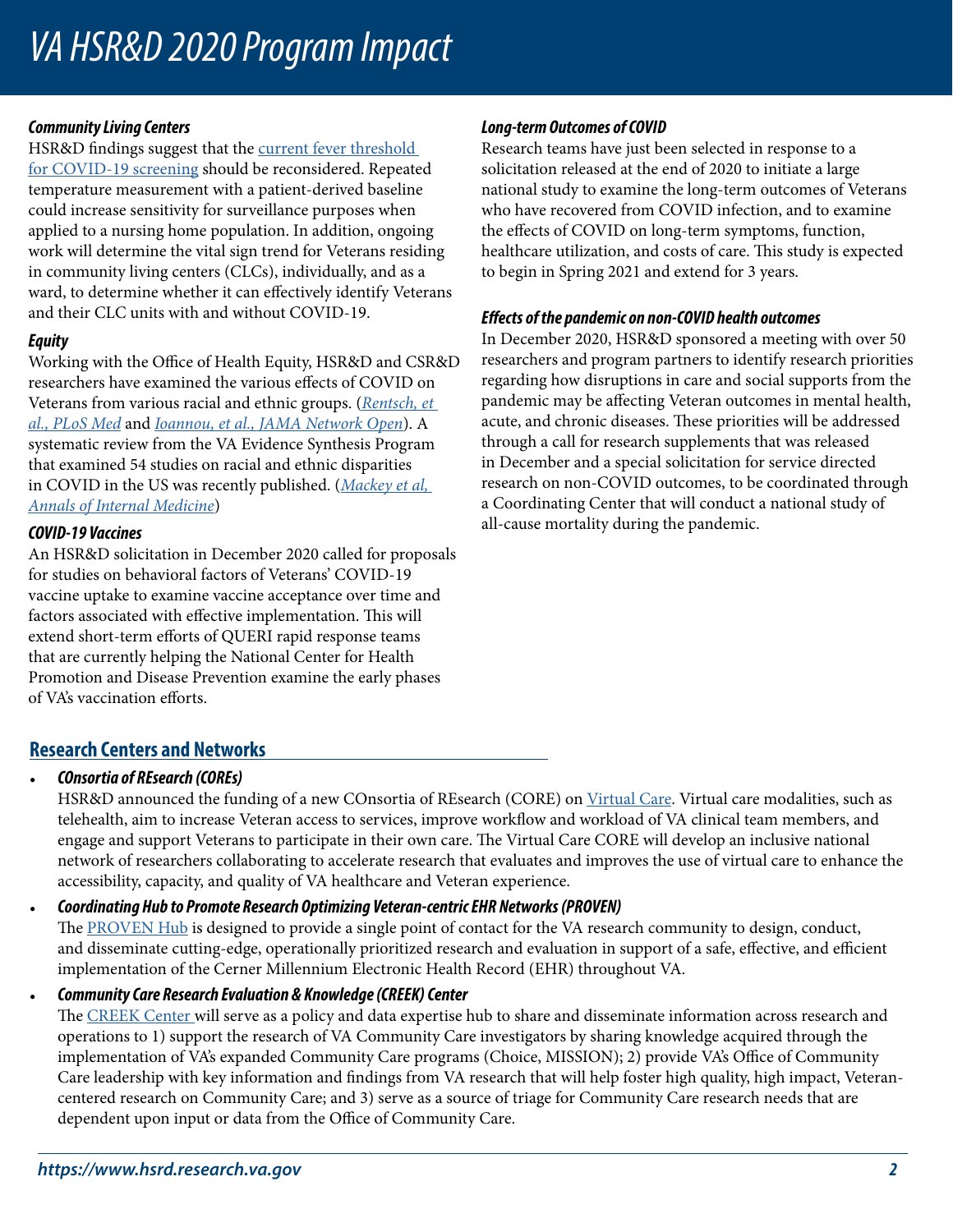### *Community Living Centers*

HSR&D findings suggest that the current fever threshold for COVID-19 screening should be reconsidered. Repeated temperature measurement with a patient-derived baseline could increase sensitivity for surveillance purposes when applied to a nursing home population. In addition, ongoing work will determine the vital sign trend for Veterans residing in community living centers (CLCs), individually, and as a ward, to determine whether it can effectively identify Veterans and their CLC units with and without COVID-19.

### *Equity*

Working with the Office of Health Equity, HSR&D and CSR&D researchers have examined the various effects of COVID on Veterans from various racial and ethnic groups. (*Rentsch, et al., PLoS Med* and *Ioannou, et al., JAMA Network Open*). A systematic review from the VA Evidence Synthesis Program that examined 54 studies on racial and ethnic disparities in COVID in the US was recently published. (*Mackey et al, Annals of Internal Medicine*)

### *COVID-19 Vaccines*

An HSR&D solicitation in December 2020 called for proposals for studies on behavioral factors of Veterans' COVID-19 vaccine uptake to examine vaccine acceptance over time and factors associated with effective implementation. This will extend short-term efforts of QUERI rapid response teams that are currently helping the National Center for Health Promotion and Disease Prevention examine the early phases of VA's vaccination efforts.

### *Long-term Outcomes of COVID*

Research teams have just been selected in response to a solicitation released at the end of 2020 to initiate a large national study to examine the long-term outcomes of Veterans who have recovered from COVID infection, and to examine the effects of COVID on long-term symptoms, function, healthcare utilization, and costs of care. This study is expected to begin in Spring 2021 and extend for 3 years.

### *Effects of the pandemic on non-COVID health outcomes*

In December 2020, HSR&D sponsored a meeting with over 50 researchers and program partners to identify research priorities regarding how disruptions in care and social supports from the pandemic may be affecting Veteran outcomes in mental health, acute, and chronic diseases. These priorities will be addressed through a call for research supplements that was released in December and a special solicitation for service directed research on non-COVID outcomes, to be coordinated through a Coordinating Center that will conduct a national study of all-cause mortality during the pandemic.

## Research Centers and Networks

- ***COnsortia of REsearch (COREs)***
  HSR&D announced the funding of a new COnsortia of REsearch (CORE) on Virtual Care. Virtual care modalities, such as telehealth, aim to increase Veteran access to services, improve workflow and workload of VA clinical team members, and engage and support Veterans to participate in their own care. The Virtual Care CORE will develop an inclusive national network of researchers collaborating to accelerate research that evaluates and improves the use of virtual care to enhance the accessibility, capacity, and quality of VA healthcare and Veteran experience.
- ***Coordinating Hub to Promote Research Optimizing Veteran-centric EHR Networks (PROVEN)***
  The PROVEN Hub is designed to provide a single point of contact for the VA research community to design, conduct, and disseminate cutting-edge, operationally prioritized research and evaluation in support of a safe, effective, and efficient implementation of the Cerner Millennium Electronic Health Record (EHR) throughout VA.
- ***Community Care Research Evaluation & Knowledge (CREEK) Center***
  The CREEK Center will serve as a policy and data expertise hub to share and disseminate information across research and operations to 1) support the research of VA Community Care investigators by sharing knowledge acquired through the implementation of VA's expanded Community Care programs (Choice, MISSION); 2) provide VA's Office of Community Care leadership with key information and findings from VA research that will help foster high quality, high impact, Veteran-centered research on Community Care; and 3) serve as a source of triage for Community Care research needs that are dependent upon input or data from the Office of Community Care.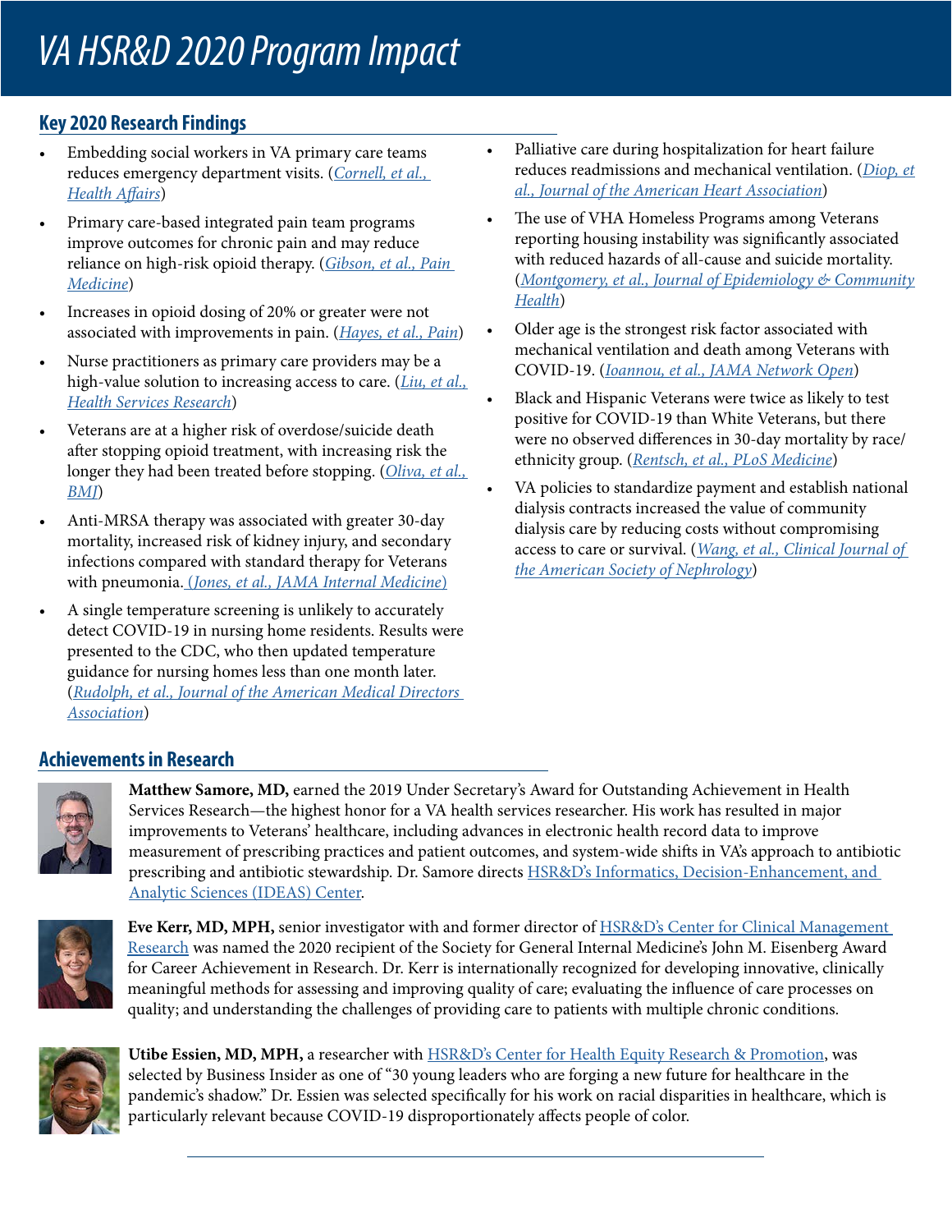# VA HSR&D 2020 Program Impact

## Key 2020 Research Findings

- Embedding social workers in VA primary care teams reduces emergency department visits. (*Cornell, et al., Health Affairs*)
- Primary care-based integrated pain team programs improve outcomes for chronic pain and may reduce reliance on high-risk opioid therapy. (*Gibson, et al., Pain Medicine*)
- Increases in opioid dosing of 20% or greater were not associated with improvements in pain. (*Hayes, et al., Pain*)
- Nurse practitioners as primary care providers may be a high-value solution to increasing access to care. (*Liu, et al., Health Services Research*)
- Veterans are at a higher risk of overdose/suicide death after stopping opioid treatment, with increasing risk the longer they had been treated before stopping. (*Oliva, et al., BMJ*)
- Anti-MRSA therapy was associated with greater 30-day mortality, increased risk of kidney injury, and secondary infections compared with standard therapy for Veterans with pneumonia. (*Jones, et al., JAMA Internal Medicine*)
- A single temperature screening is unlikely to accurately detect COVID-19 in nursing home residents. Results were presented to the CDC, who then updated temperature guidance for nursing homes less than one month later. (*Rudolph, et al., Journal of the American Medical Directors Association*)
- Palliative care during hospitalization for heart failure reduces readmissions and mechanical ventilation. (*Diop, et al., Journal of the American Heart Association*)
- The use of VHA Homeless Programs among Veterans reporting housing instability was significantly associated with reduced hazards of all-cause and suicide mortality. (*Montgomery, et al., Journal of Epidemiology & Community Health*)
- Older age is the strongest risk factor associated with mechanical ventilation and death among Veterans with COVID-19. (*Ioannou, et al., JAMA Network Open*)
- Black and Hispanic Veterans were twice as likely to test positive for COVID-19 than White Veterans, but there were no observed differences in 30-day mortality by race/ethnicity group. (*Rentsch, et al., PLoS Medicine*)
- VA policies to standardize payment and establish national dialysis contracts increased the value of community dialysis care by reducing costs without compromising access to care or survival. (*Wang, et al., Clinical Journal of the American Society of Nephrology*)

## Achievements in Research

**Matthew Samore, MD,** earned the 2019 Under Secretary's Award for Outstanding Achievement in Health Services Research—the highest honor for a VA health services researcher. His work has resulted in major improvements to Veterans' healthcare, including advances in electronic health record data to improve measurement of prescribing practices and patient outcomes, and system-wide shifts in VA's approach to antibiotic prescribing and antibiotic stewardship. Dr. Samore directs HSR&D's Informatics, Decision-Enhancement, and Analytic Sciences (IDEAS) Center.

**Eve Kerr, MD, MPH,** senior investigator with and former director of HSR&D's Center for Clinical Management Research was named the 2020 recipient of the Society for General Internal Medicine's John M. Eisenberg Award for Career Achievement in Research. Dr. Kerr is internationally recognized for developing innovative, clinically meaningful methods for assessing and improving quality of care; evaluating the influence of care processes on quality; and understanding the challenges of providing care to patients with multiple chronic conditions.

**Utibe Essien, MD, MPH,** a researcher with HSR&D's Center for Health Equity Research & Promotion, was selected by Business Insider as one of "30 young leaders who are forging a new future for healthcare in the pandemic's shadow." Dr. Essien was selected specifically for his work on racial disparities in healthcare, which is particularly relevant because COVID-19 disproportionately affects people of color.